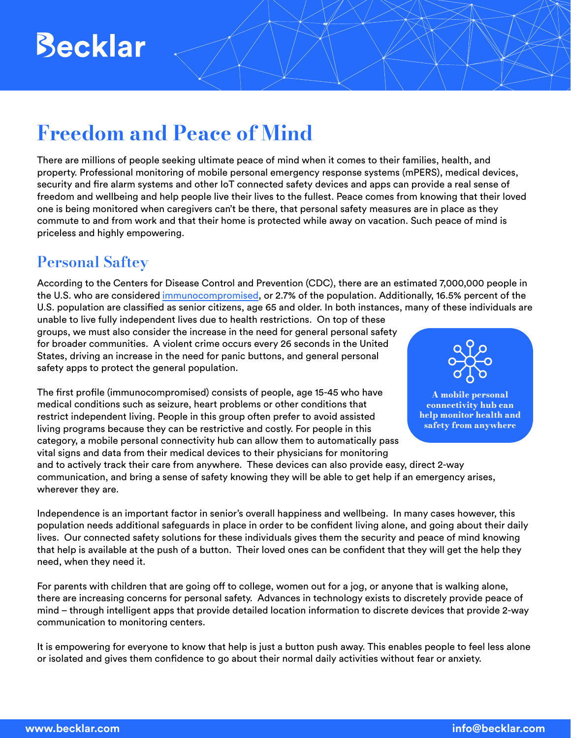# Freedom and Peace of Mind

There are millions of people seeking ultimate peace of mind when it comes to their families, health, and property. Professional monitoring of mobile personal emergency response systems (mPERS), medical devices, security and fire alarm systems and other IoT connected safety devices and apps can provide a real sense of freedom and wellbeing and help people live their lives to the fullest. Peace comes from knowing that their loved one is being monitored when caregivers can't be there, that personal safety measures are in place as they commute to and from work and that their home is protected while away on vacation. Such peace of mind is priceless and highly empowering.

## Personal Saftey

According to the Centers for Disease Control and Prevention (CDC), there are an estimated 7,000,000 people in the U.S. who are considered immunocompromised, or 2.7% of the population. Additionally, 16.5% percent of the U.S. population are classified as senior citizens, age 65 and older. In both instances, many of these individuals are unable to live fully independent lives due to health restrictions. On top of these groups, we must also consider the increase in the need for general personal safety for broader communities. A violent crime occurs every 26 seconds in the United States, driving an increase in the need for panic buttons, and general personal safety apps to protect the general population.

**A mobile personal connectivity hub can help monitor health and safety from anywhere**

The first profile (immunocompromised) consists of people, age 15-45 who have medical conditions such as seizure, heart problems or other conditions that restrict independent living. People in this group often prefer to avoid assisted living programs because they can be restrictive and costly. For people in this category, a mobile personal connectivity hub can allow them to automatically pass vital signs and data from their medical devices to their physicians for monitoring and to actively track their care from anywhere. These devices can also provide easy, direct 2-way communication, and bring a sense of safety knowing they will be able to get help if an emergency arises, wherever they are.

Independence is an important factor in senior's overall happiness and wellbeing. In many cases however, this population needs additional safeguards in place in order to be confident living alone, and going about their daily lives. Our connected safety solutions for these individuals gives them the security and peace of mind knowing that help is available at the push of a button. Their loved ones can be confident that they will get the help they need, when they need it.

For parents with children that are going off to college, women out for a jog, or anyone that is walking alone, there are increasing concerns for personal safety. Advances in technology exists to discretely provide peace of mind – through intelligent apps that provide detailed location information to discrete devices that provide 2-way communication to monitoring centers.

It is empowering for everyone to know that help is just a button push away. This enables people to feel less alone or isolated and gives them confidence to go about their normal daily activities without fear or anxiety.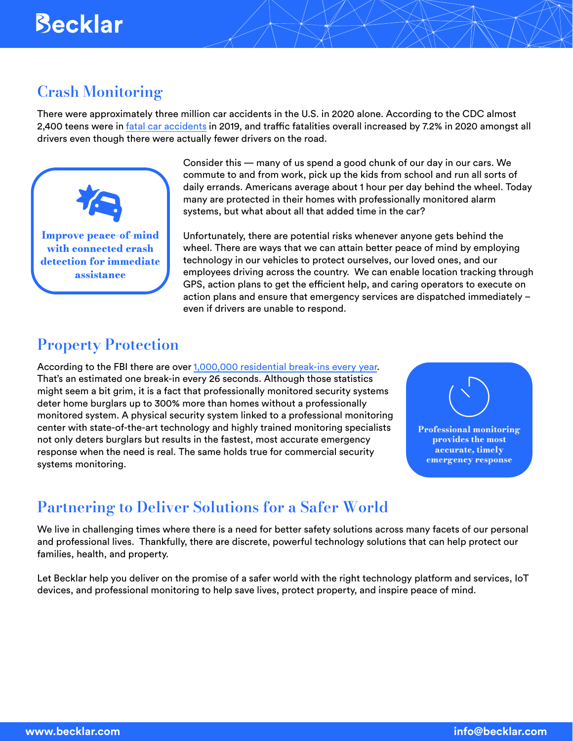## Crash Monitoring

There were approximately three million car accidents in the U.S. in 2020 alone. According to the CDC almost 2,400 teens were in fatal car accidents in 2019, and traffic fatalities overall increased by 7.2% in 2020 amongst all drivers even though there were actually fewer drivers on the road.

**Improve peace-of-mind with connected crash detection for immediate assistance**

Consider this — many of us spend a good chunk of our day in our cars. We commute to and from work, pick up the kids from school and run all sorts of daily errands. Americans average about 1 hour per day behind the wheel. Today many are protected in their homes with professionally monitored alarm systems, but what about all that added time in the car?

Unfortunately, there are potential risks whenever anyone gets behind the wheel. There are ways that we can attain better peace of mind by employing technology in our vehicles to protect ourselves, our loved ones, and our employees driving across the country. We can enable location tracking through GPS, action plans to get the efficient help, and caring operators to execute on action plans and ensure that emergency services are dispatched immediately – even if drivers are unable to respond.

## Property Protection

According to the FBI there are over 1,000,000 residential break-ins every year. That's an estimated one break-in every 26 seconds. Although those statistics might seem a bit grim, it is a fact that professionally monitored security systems deter home burglars up to 300% more than homes without a professionally monitored system. A physical security system linked to a professional monitoring center with state-of-the-art technology and highly trained monitoring specialists not only deters burglars but results in the fastest, most accurate emergency response when the need is real. The same holds true for commercial security systems monitoring.

**Professional monitoring provides the most accurate, timely emergency response**

## Partnering to Deliver Solutions for a Safer World

We live in challenging times where there is a need for better safety solutions across many facets of our personal and professional lives. Thankfully, there are discrete, powerful technology solutions that can help protect our families, health, and property.

Let Becklar help you deliver on the promise of a safer world with the right technology platform and services, IoT devices, and professional monitoring to help save lives, protect property, and inspire peace of mind.